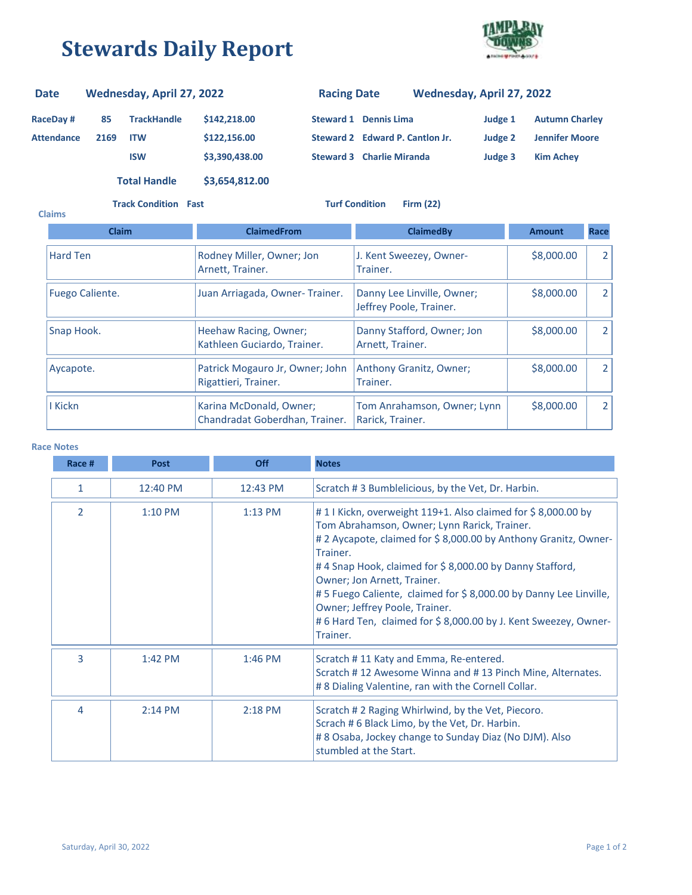# Stewards Daily Report

| | | | | | | | |
|---|---|---|---|---|---|---|---|
| **Date** | **Wednesday, April 27, 2022** | | | **Racing Date** | **Wednesday, April 27, 2022** | | |
| **RaceDay #** | **85** | **TrackHandle** | **$142,218.00** | **Steward 1** | **Dennis Lima** | **Judge 1** | **Autumn Charley** |
| **Attendance** | **2169** | **ITW** | **$122,156.00** | **Steward 2** | **Edward P. Cantlon Jr.** | **Judge 2** | **Jennifer Moore** |
| | | **ISW** | **$3,390,438.00** | **Steward 3** | **Charlie Miranda** | **Judge 3** | **Kim Achey** |
| | | **Total Handle** | **$3,654,812.00** | | | | |

**Track Condition** Fast **Turf Condition** Firm (22)

### Claims

| Claim | ClaimedFrom | ClaimedBy | Amount | Race |
|---|---|---|---|---|
| Hard Ten | Rodney Miller, Owner; Jon Arnett, Trainer. | J. Kent Sweezey, Owner-Trainer. | $8,000.00 | 2 |
| Fuego Caliente. | Juan Arriagada, Owner- Trainer. | Danny Lee Linville, Owner; Jeffrey Poole, Trainer. | $8,000.00 | 2 |
| Snap Hook. | Heehaw Racing, Owner; Kathleen Guciardo, Trainer. | Danny Stafford, Owner; Jon Arnett, Trainer. | $8,000.00 | 2 |
| Aycapote. | Patrick Mogauro Jr, Owner; John Rigattieri, Trainer. | Anthony Granitz, Owner; Trainer. | $8,000.00 | 2 |
| I Kickn | Karina McDonald, Owner; Chandradat Goberdhan, Trainer. | Tom Anrahamson, Owner; Lynn Rarick, Trainer. | $8,000.00 | 2 |

### Race Notes

| Race # | Post | Off | Notes |
|---|---|---|---|
| 1 | 12:40 PM | 12:43 PM | Scratch # 3 Bumblelicious, by the Vet, Dr. Harbin. |
| 2 | 1:10 PM | 1:13 PM | # 1 I Kickn, overweight 119+1. Also claimed for $ 8,000.00 by Tom Abrahamson, Owner; Lynn Rarick, Trainer.<br># 2 Aycapote, claimed for $ 8,000.00 by Anthony Granitz, Owner-Trainer.<br># 4 Snap Hook, claimed for $ 8,000.00 by Danny Stafford, Owner; Jon Arnett, Trainer.<br># 5 Fuego Caliente, claimed for $ 8,000.00 by Danny Lee Linville, Owner; Jeffrey Poole, Trainer.<br># 6 Hard Ten, claimed for $ 8,000.00 by J. Kent Sweezey, Owner-Trainer. |
| 3 | 1:42 PM | 1:46 PM | Scratch # 11 Katy and Emma, Re-entered.<br>Scratch # 12 Awesome Winna and # 13 Pinch Mine, Alternates.<br># 8 Dialing Valentine, ran with the Cornell Collar. |
| 4 | 2:14 PM | 2:18 PM | Scratch # 2 Raging Whirlwind, by the Vet, Piecoro.<br>Scrach # 6 Black Limo, by the Vet, Dr. Harbin.<br># 8 Osaba, Jockey change to Sunday Diaz (No DJM). Also stumbled at the Start. |

Saturday, April 30, 2022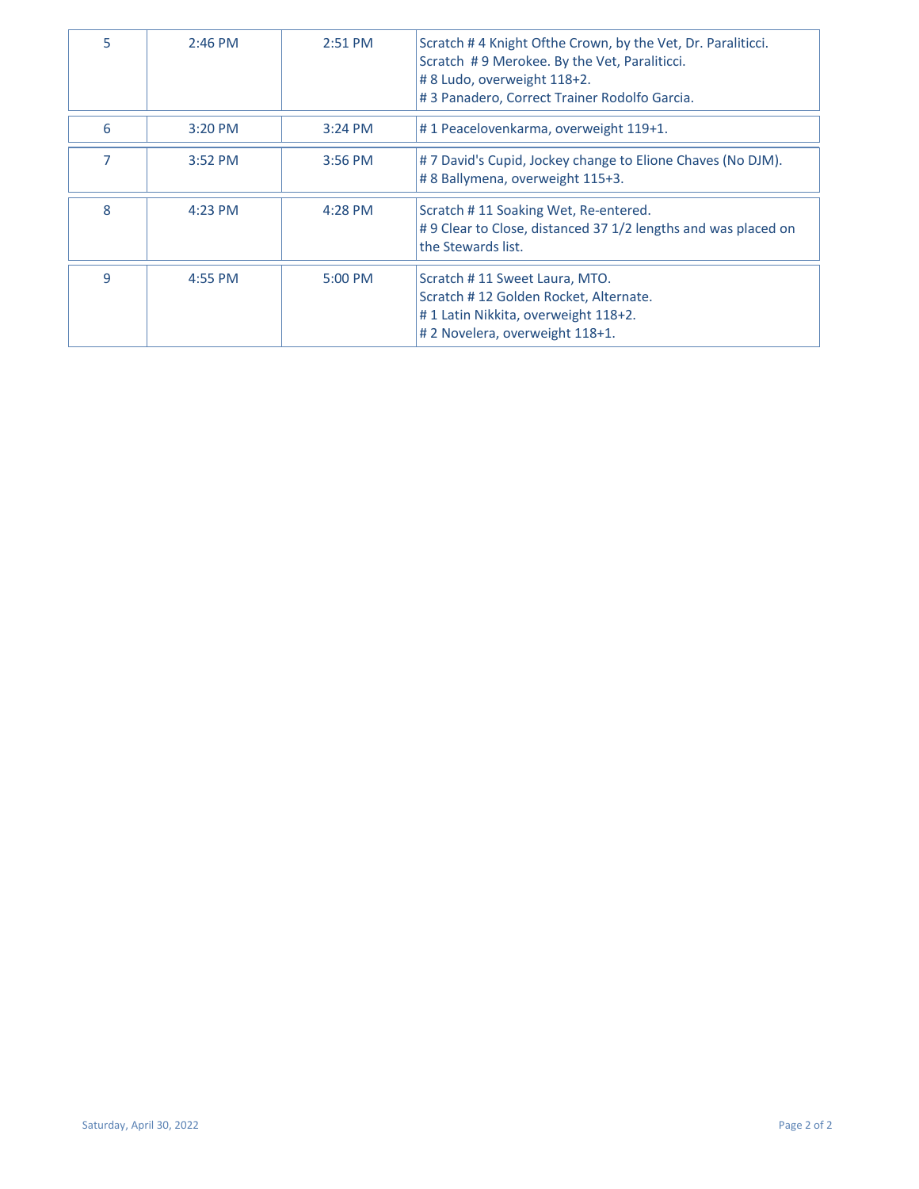| | | | |
|---|---|---|---|
| 5 | 2:46 PM | 2:51 PM | Scratch # 4 Knight Ofthe Crown, by the Vet, Dr. Paraliticci.<br>Scratch # 9 Merokee. By the Vet, Paraliticci.<br># 8 Ludo, overweight 118+2.<br># 3 Panadero, Correct Trainer Rodolfo Garcia. |
| 6 | 3:20 PM | 3:24 PM | # 1 Peacelovenkarma, overweight 119+1. |
| 7 | 3:52 PM | 3:56 PM | # 7 David's Cupid, Jockey change to Elione Chaves (No DJM).<br># 8 Ballymena, overweight 115+3. |
| 8 | 4:23 PM | 4:28 PM | Scratch # 11 Soaking Wet, Re-entered.<br># 9 Clear to Close, distanced 37 1/2 lengths and was placed on the Stewards list. |
| 9 | 4:55 PM | 5:00 PM | Scratch # 11 Sweet Laura, MTO.<br>Scratch # 12 Golden Rocket, Alternate.<br># 1 Latin Nikkita, overweight 118+2.<br># 2 Novelera, overweight 118+1. |

Saturday, April 30, 2022